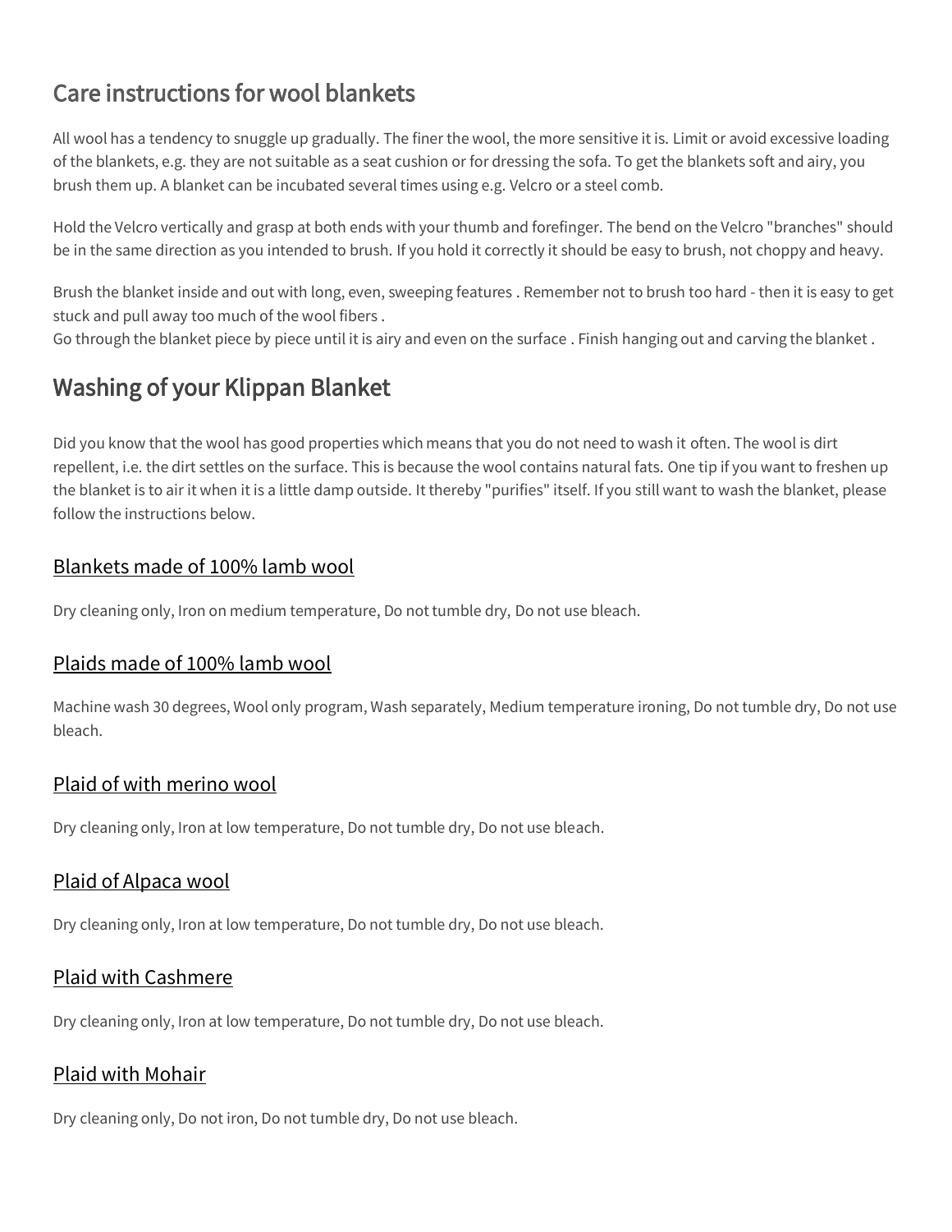## Care instructions for wool blankets

All wool has a tendency to snuggle up gradually. The finer the wool, the more sensitive it is. Limit or avoid excessive loading of the blankets, e.g. they are not suitable as a seat cushion or for dressing the sofa. To get the blankets soft and airy, you brush them up. A blanket can be incubated several times using e.g. Velcro or a steel comb.

Hold the Velcro vertically and grasp at both ends with your thumb and forefinger. The bend on the Velcro "branches" should be in the same direction as you intended to brush. If you hold it correctly it should be easy to brush, not choppy and heavy.

Brush the blanket inside and out with long, even, sweeping features . Remember not to brush too hard - then it is easy to get stuck and pull away too much of the wool fibers .
Go through the blanket piece by piece until it is airy and even on the surface . Finish hanging out and carving the blanket .

## Washing of your Klippan Blanket

Did you know that the wool has good properties which means that you do not need to wash it often. The wool is dirt repellent, i.e. the dirt settles on the surface. This is because the wool contains natural fats. One tip if you want to freshen up the blanket is to air it when it is a little damp outside. It thereby "purifies" itself. If you still want to wash the blanket, please follow the instructions below.

### Blankets made of 100% lamb wool

Dry cleaning only, Iron on medium temperature, Do not tumble dry, Do not use bleach.

### Plaids made of 100% lamb wool

Machine wash 30 degrees, Wool only program, Wash separately, Medium temperature ironing, Do not tumble dry, Do not use bleach.

### Plaid of with merino wool

Dry cleaning only, Iron at low temperature, Do not tumble dry, Do not use bleach.

### Plaid of Alpaca wool

Dry cleaning only, Iron at low temperature, Do not tumble dry, Do not use bleach.

### Plaid with Cashmere

Dry cleaning only, Iron at low temperature, Do not tumble dry, Do not use bleach.

### Plaid with Mohair

Dry cleaning only, Do not iron, Do not tumble dry, Do not use bleach.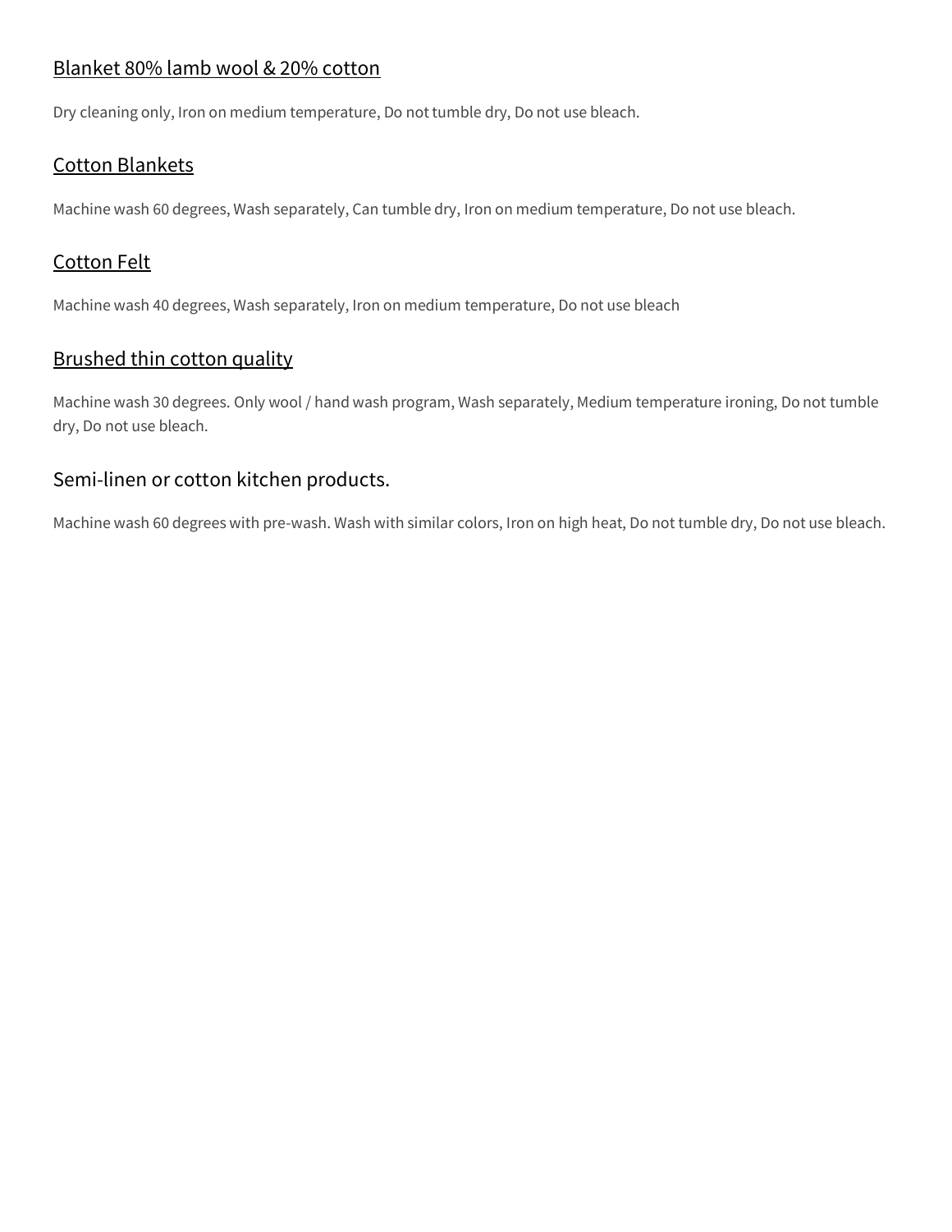## Blanket 80% lamb wool & 20% cotton

Dry cleaning only, Iron on medium temperature, Do not tumble dry, Do not use bleach.

## Cotton Blankets

Machine wash 60 degrees, Wash separately, Can tumble dry, Iron on medium temperature, Do not use bleach.

## Cotton Felt

Machine wash 40 degrees, Wash separately, Iron on medium temperature, Do not use bleach

## Brushed thin cotton quality

Machine wash 30 degrees. Only wool / hand wash program, Wash separately, Medium temperature ironing, Do not tumble dry, Do not use bleach.

## Semi-linen or cotton kitchen products.

Machine wash 60 degrees with pre-wash. Wash with similar colors, Iron on high heat, Do not tumble dry, Do not use bleach.